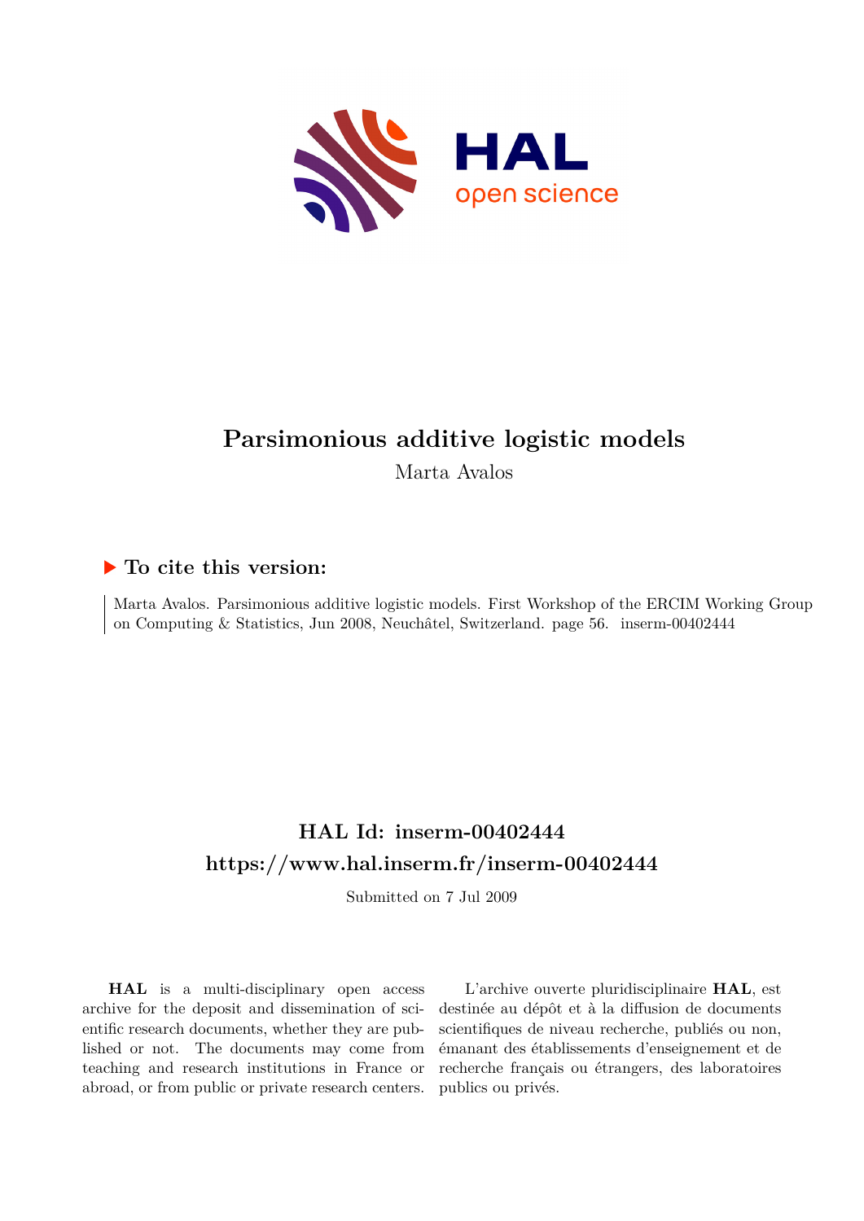# Parsimonious additive logistic models

Marta Avalos

## ▶ To cite this version:

Marta Avalos. Parsimonious additive logistic models. First Workshop of the ERCIM Working Group on Computing & Statistics, Jun 2008, Neuchâtel, Switzerland. page 56. inserm-00402444

## HAL Id: inserm-00402444

## https://www.hal.inserm.fr/inserm-00402444

Submitted on 7 Jul 2009

**HAL** is a multi-disciplinary open access archive for the deposit and dissemination of scientific research documents, whether they are published or not. The documents may come from teaching and research institutions in France or abroad, or from public or private research centers.

L'archive ouverte pluridisciplinaire **HAL**, est destinée au dépôt et à la diffusion de documents scientifiques de niveau recherche, publiés ou non, émanant des établissements d'enseignement et de recherche français ou étrangers, des laboratoires publics ou privés.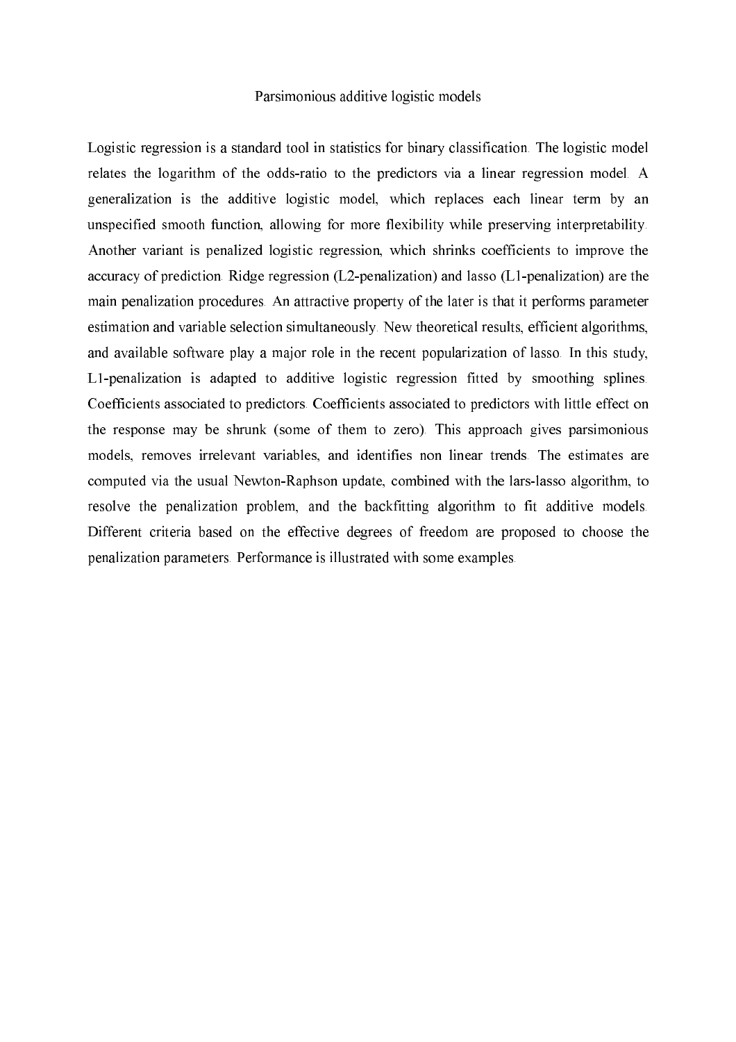# Parsimonious additive logistic models

Logistic regression is a standard tool in statistics for binary classification. The logistic model relates the logarithm of the odds-ratio to the predictors via a linear regression model. A generalization is the additive logistic model, which replaces each linear term by an unspecified smooth function, allowing for more flexibility while preserving interpretability. Another variant is penalized logistic regression, which shrinks coefficients to improve the accuracy of prediction. Ridge regression (L2-penalization) and lasso (L1-penalization) are the main penalization procedures. An attractive property of the later is that it performs parameter estimation and variable selection simultaneously. New theoretical results, efficient algorithms, and available software play a major role in the recent popularization of lasso. In this study, L1-penalization is adapted to additive logistic regression fitted by smoothing splines. Coefficients associated to predictors. Coefficients associated to predictors with little effect on the response may be shrunk (some of them to zero). This approach gives parsimonious models, removes irrelevant variables, and identifies non linear trends. The estimates are computed via the usual Newton-Raphson update, combined with the lars-lasso algorithm, to resolve the penalization problem, and the backfitting algorithm to fit additive models. Different criteria based on the effective degrees of freedom are proposed to choose the penalization parameters. Performance is illustrated with some examples.